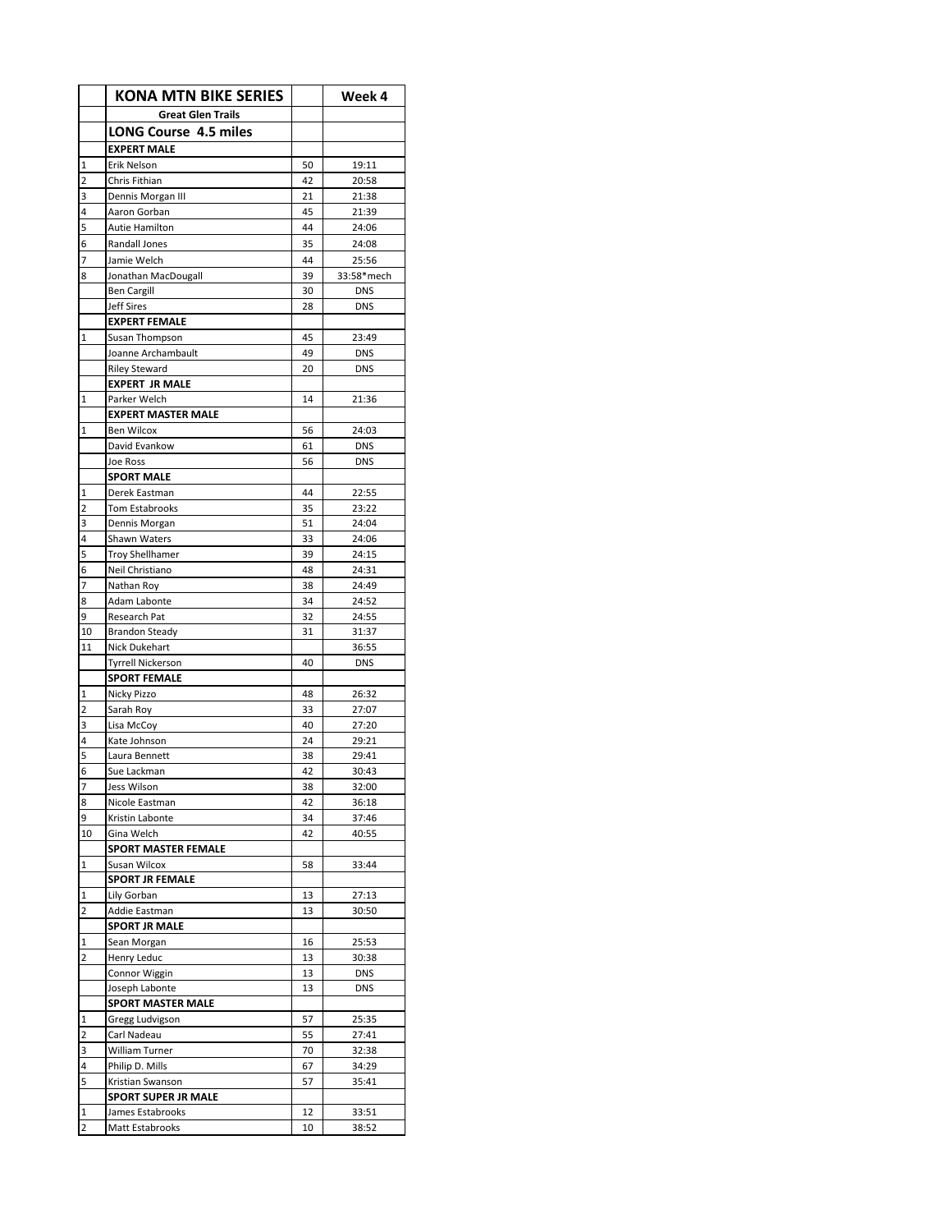| | KONA MTN BIKE SERIES | | Week 4 |
|---|---|---|---|
| | **Great Glen Trails** | | |
| | **LONG Course 4.5 miles** | | |
| | **EXPERT MALE** | | |
| 1 | Erik Nelson | 50 | 19:11 |
| 2 | Chris Fithian | 42 | 20:58 |
| 3 | Dennis Morgan III | 21 | 21:38 |
| 4 | Aaron Gorban | 45 | 21:39 |
| 5 | Autie Hamilton | 44 | 24:06 |
| 6 | Randall Jones | 35 | 24:08 |
| 7 | Jamie Welch | 44 | 25:56 |
| 8 | Jonathan MacDougall | 39 | 33:58*mech |
| | Ben Cargill | 30 | DNS |
| | Jeff Sires | 28 | DNS |
| | **EXPERT FEMALE** | | |
| 1 | Susan Thompson | 45 | 23:49 |
| | Joanne Archambault | 49 | DNS |
| | Riley Steward | 20 | DNS |
| | **EXPERT JR MALE** | | |
| 1 | Parker Welch | 14 | 21:36 |
| | **EXPERT MASTER MALE** | | |
| 1 | Ben Wilcox | 56 | 24:03 |
| | David Evankow | 61 | DNS |
| | Joe Ross | 56 | DNS |
| | **SPORT MALE** | | |
| 1 | Derek Eastman | 44 | 22:55 |
| 2 | Tom Estabrooks | 35 | 23:22 |
| 3 | Dennis Morgan | 51 | 24:04 |
| 4 | Shawn Waters | 33 | 24:06 |
| 5 | Troy Shellhamer | 39 | 24:15 |
| 6 | Neil Christiano | 48 | 24:31 |
| 7 | Nathan Roy | 38 | 24:49 |
| 8 | Adam Labonte | 34 | 24:52 |
| 9 | Research Pat | 32 | 24:55 |
| 10 | Brandon Steady | 31 | 31:37 |
| 11 | Nick Dukehart | | 36:55 |
| | Tyrrell Nickerson | 40 | DNS |
| | **SPORT FEMALE** | | |
| 1 | Nicky Pizzo | 48 | 26:32 |
| 2 | Sarah Roy | 33 | 27:07 |
| 3 | Lisa McCoy | 40 | 27:20 |
| 4 | Kate Johnson | 24 | 29:21 |
| 5 | Laura Bennett | 38 | 29:41 |
| 6 | Sue Lackman | 42 | 30:43 |
| 7 | Jess Wilson | 38 | 32:00 |
| 8 | Nicole Eastman | 42 | 36:18 |
| 9 | Kristin Labonte | 34 | 37:46 |
| 10 | Gina Welch | 42 | 40:55 |
| | **SPORT MASTER FEMALE** | | |
| 1 | Susan Wilcox | 58 | 33:44 |
| | **SPORT JR FEMALE** | | |
| 1 | Lily Gorban | 13 | 27:13 |
| 2 | Addie Eastman | 13 | 30:50 |
| | **SPORT JR MALE** | | |
| 1 | Sean Morgan | 16 | 25:53 |
| 2 | Henry Leduc | 13 | 30:38 |
| | Connor Wiggin | 13 | DNS |
| | Joseph Labonte | 13 | DNS |
| | **SPORT MASTER MALE** | | |
| 1 | Gregg Ludvigson | 57 | 25:35 |
| 2 | Carl Nadeau | 55 | 27:41 |
| 3 | William Turner | 70 | 32:38 |
| 4 | Philip D. Mills | 67 | 34:29 |
| 5 | Kristian Swanson | 57 | 35:41 |
| | **SPORT SUPER JR MALE** | | |
| 1 | James Estabrooks | 12 | 33:51 |
| 2 | Matt Estabrooks | 10 | 38:52 |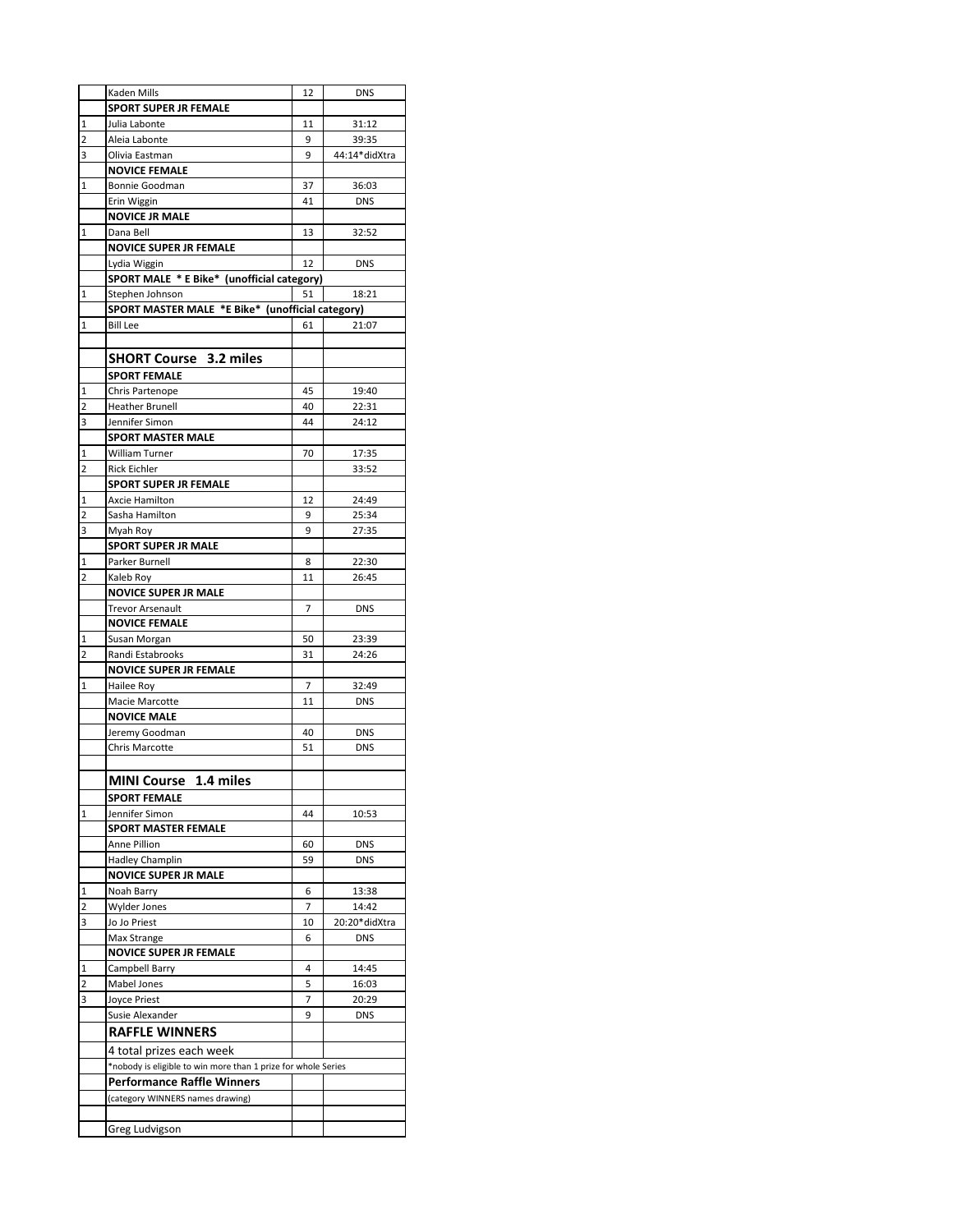|  |  |  |  |
|---|---|---|---|
|  | Kaden Mills | 12 | DNS |
|  | **SPORT SUPER JR FEMALE** |  |  |
| 1 | Julia Labonte | 11 | 31:12 |
| 2 | Aleia Labonte | 9 | 39:35 |
| 3 | Olivia Eastman | 9 | 44:14*didXtra |
|  | **NOVICE FEMALE** |  |  |
| 1 | Bonnie Goodman | 37 | 36:03 |
|  | Erin Wiggin | 41 | DNS |
|  | **NOVICE JR MALE** |  |  |
| 1 | Dana Bell | 13 | 32:52 |
|  | **NOVICE SUPER JR FEMALE** |  |  |
|  | Lydia Wiggin | 12 | DNS |
|  | **SPORT MALE * E Bike* (unofficial category)** |  |  |
| 1 | Stephen Johnson | 51 | 18:21 |
|  | **SPORT MASTER MALE *E Bike* (unofficial category)** |  |  |
| 1 | Bill Lee | 61 | 21:07 |
|  |  |  |  |
|  | **SHORT Course 3.2 miles** |  |  |
|  | **SPORT FEMALE** |  |  |
| 1 | Chris Partenope | 45 | 19:40 |
| 2 | Heather Brunell | 40 | 22:31 |
| 3 | Jennifer Simon | 44 | 24:12 |
|  | **SPORT MASTER MALE** |  |  |
| 1 | William Turner | 70 | 17:35 |
| 2 | Rick Eichler |  | 33:52 |
|  | **SPORT SUPER JR FEMALE** |  |  |
| 1 | Axcie Hamilton | 12 | 24:49 |
| 2 | Sasha Hamilton | 9 | 25:34 |
| 3 | Myah Roy | 9 | 27:35 |
|  | **SPORT SUPER JR MALE** |  |  |
| 1 | Parker Burnell | 8 | 22:30 |
| 2 | Kaleb Roy | 11 | 26:45 |
|  | **NOVICE SUPER JR MALE** |  |  |
|  | Trevor Arsenault | 7 | DNS |
|  | **NOVICE FEMALE** |  |  |
| 1 | Susan Morgan | 50 | 23:39 |
| 2 | Randi Estabrooks | 31 | 24:26 |
|  | **NOVICE SUPER JR FEMALE** |  |  |
| 1 | Hailee Roy | 7 | 32:49 |
|  | Macie Marcotte | 11 | DNS |
|  | **NOVICE MALE** |  |  |
|  | Jeremy Goodman | 40 | DNS |
|  | Chris Marcotte | 51 | DNS |
|  |  |  |  |
|  | **MINI Course 1.4 miles** |  |  |
|  | **SPORT FEMALE** |  |  |
| 1 | Jennifer Simon | 44 | 10:53 |
|  | **SPORT MASTER FEMALE** |  |  |
|  | Anne Pillion | 60 | DNS |
|  | Hadley Champlin | 59 | DNS |
|  | **NOVICE SUPER JR MALE** |  |  |
| 1 | Noah Barry | 6 | 13:38 |
| 2 | Wylder Jones | 7 | 14:42 |
| 3 | Jo Jo Priest | 10 | 20:20*didXtra |
|  | Max Strange | 6 | DNS |
|  | **NOVICE SUPER JR FEMALE** |  |  |
| 1 | Campbell Barry | 4 | 14:45 |
| 2 | Mabel Jones | 5 | 16:03 |
| 3 | Joyce Priest | 7 | 20:29 |
|  | Susie Alexander | 9 | DNS |
|  | **RAFFLE WINNERS** |  |  |
|  | 4 total prizes each week |  |  |
|  | *nobody is eligible to win more than 1 prize for whole Series |  |  |
|  | **Performance Raffle Winners** |  |  |
|  | (category WINNERS names drawing) |  |  |
|  |  |  |  |
|  | Greg Ludvigson |  |  |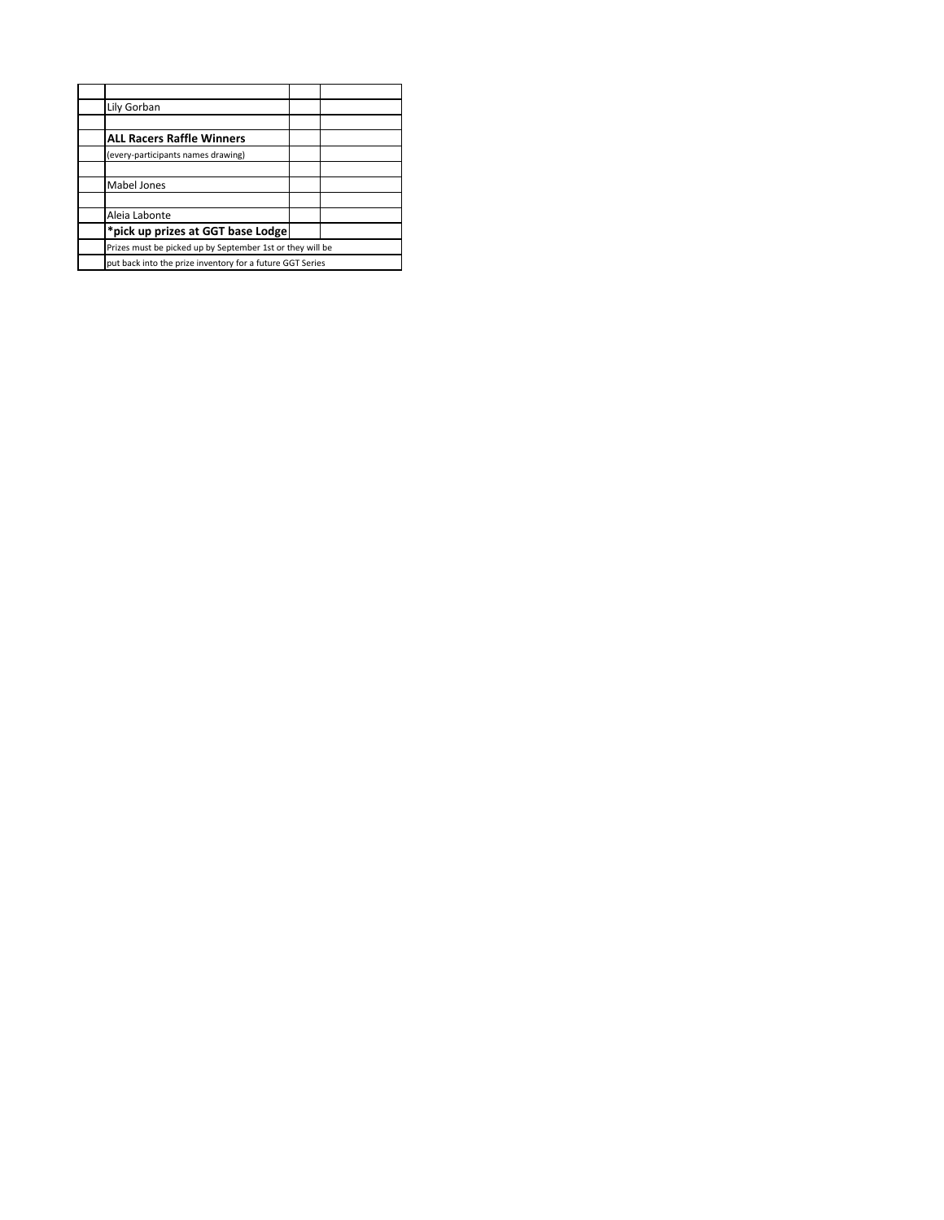| | | | |
|---|---|---|---|
| | | | |
| | Lily Gorban | | |
| | | | |
| | **ALL Racers Raffle Winners** | | |
| | (every-participants names drawing) | | |
| | | | |
| | Mabel Jones | | |
| | | | |
| | Aleia Labonte | | |
| | ***pick up prizes at GGT base Lodge** | | |
| | Prizes must be picked up by September 1st or they will be | | |
| | put back into the prize inventory for a future GGT Series | | |